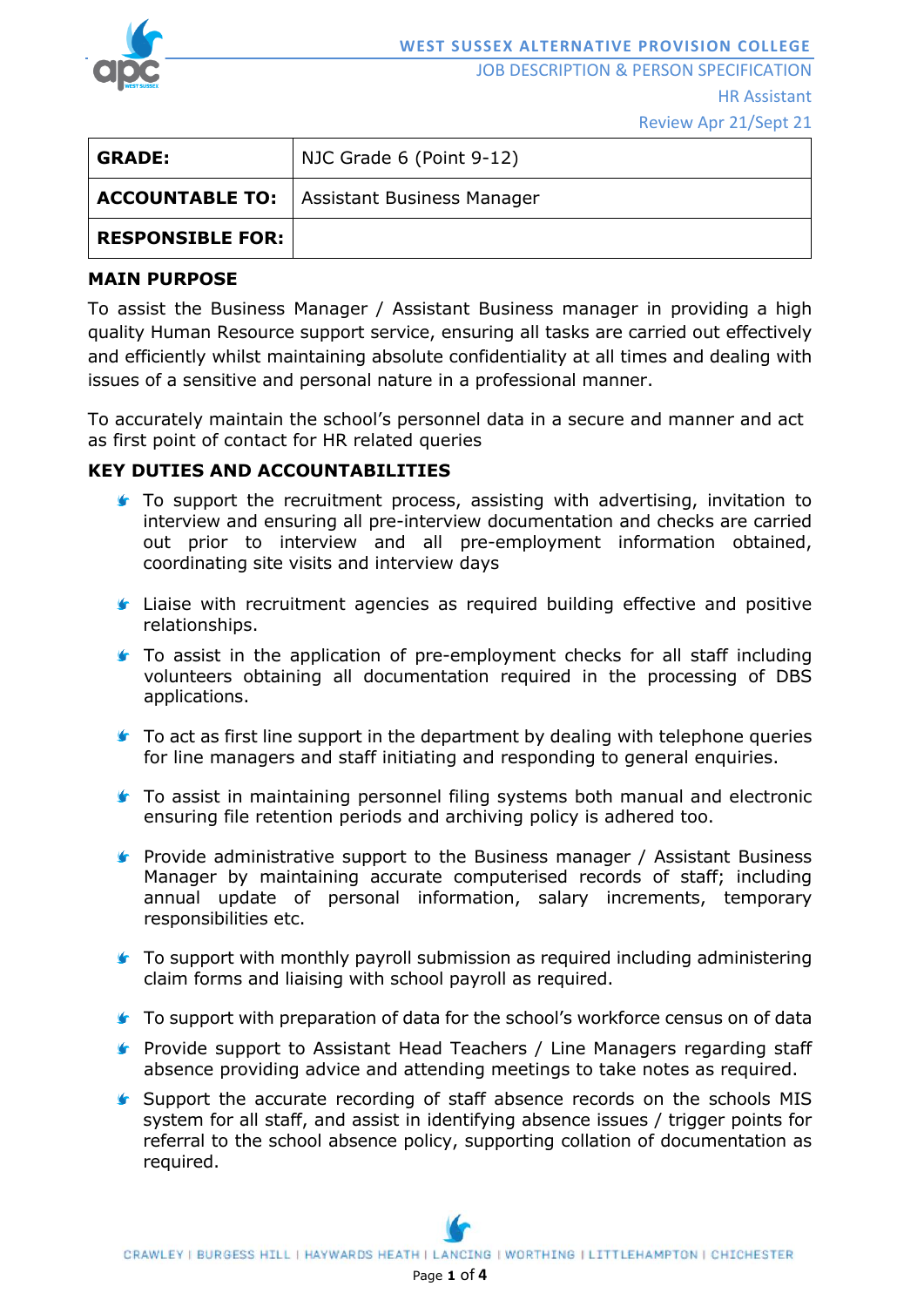WEST SUSSEX ALTERNATIVE PROVISION COLLEGE

JOB DESCRIPTION & PERSON SPECIFICATION

HR Assistant

Review Apr 21/Sept 21

| **GRADE:** | NJC Grade 6 (Point 9-12) |
|---|---|
| **ACCOUNTABLE TO:** | Assistant Business Manager |
| **RESPONSIBLE FOR:** | |

## MAIN PURPOSE

To assist the Business Manager / Assistant Business manager in providing a high quality Human Resource support service, ensuring all tasks are carried out effectively and efficiently whilst maintaining absolute confidentiality at all times and dealing with issues of a sensitive and personal nature in a professional manner.

To accurately maintain the school's personnel data in a secure and manner and act as first point of contact for HR related queries

## KEY DUTIES AND ACCOUNTABILITIES

- To support the recruitment process, assisting with advertising, invitation to interview and ensuring all pre-interview documentation and checks are carried out prior to interview and all pre-employment information obtained, coordinating site visits and interview days
- Liaise with recruitment agencies as required building effective and positive relationships.
- To assist in the application of pre-employment checks for all staff including volunteers obtaining all documentation required in the processing of DBS applications.
- To act as first line support in the department by dealing with telephone queries for line managers and staff initiating and responding to general enquiries.
- To assist in maintaining personnel filing systems both manual and electronic ensuring file retention periods and archiving policy is adhered too.
- Provide administrative support to the Business manager / Assistant Business Manager by maintaining accurate computerised records of staff; including annual update of personal information, salary increments, temporary responsibilities etc.
- To support with monthly payroll submission as required including administering claim forms and liaising with school payroll as required.
- To support with preparation of data for the school's workforce census on of data
- Provide support to Assistant Head Teachers / Line Managers regarding staff absence providing advice and attending meetings to take notes as required.
- Support the accurate recording of staff absence records on the schools MIS system for all staff, and assist in identifying absence issues / trigger points for referral to the school absence policy, supporting collation of documentation as required.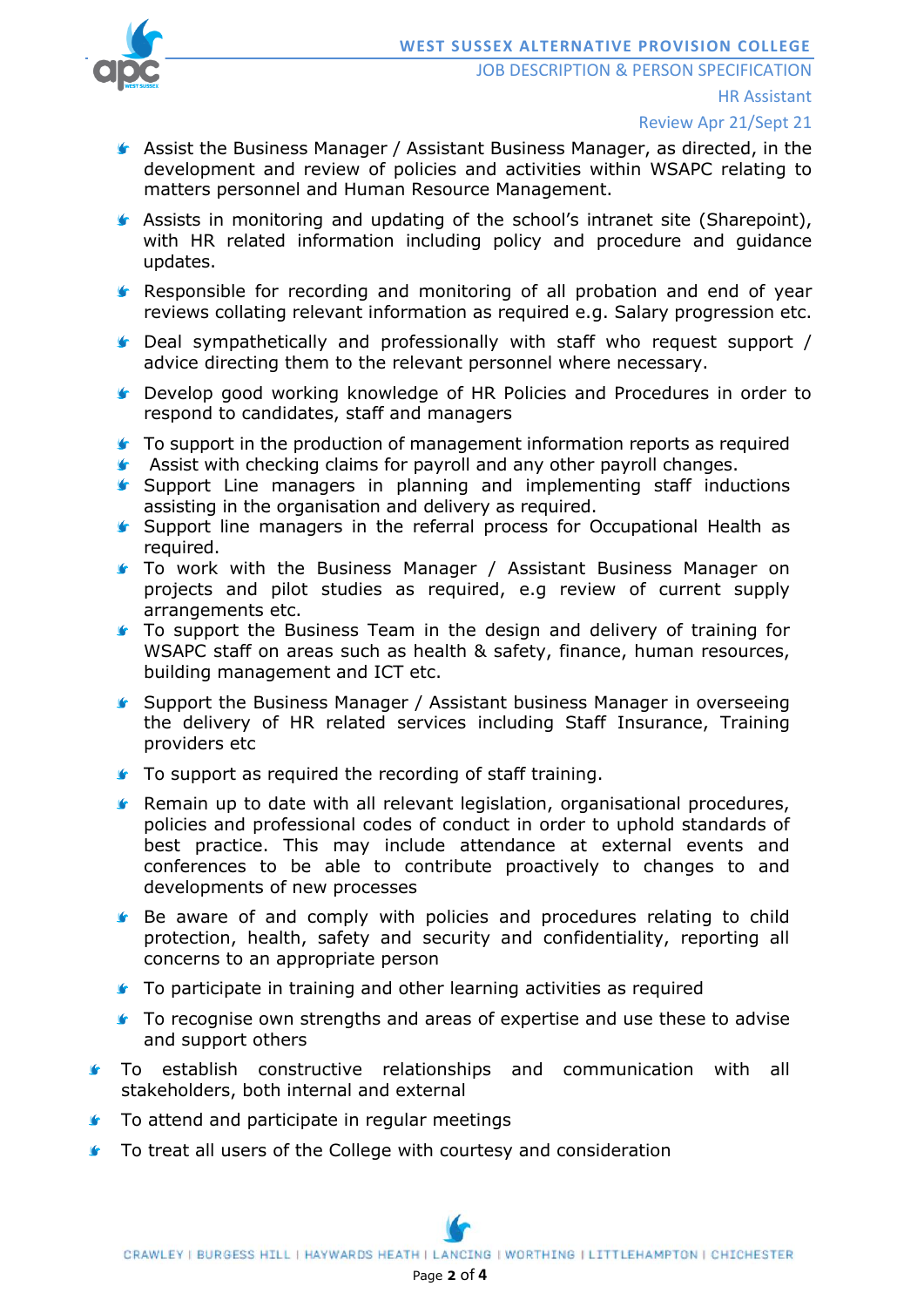- Assist the Business Manager / Assistant Business Manager, as directed, in the development and review of policies and activities within WSAPC relating to matters personnel and Human Resource Management.
- Assists in monitoring and updating of the school's intranet site (Sharepoint), with HR related information including policy and procedure and guidance updates.
- Responsible for recording and monitoring of all probation and end of year reviews collating relevant information as required e.g. Salary progression etc.
- Deal sympathetically and professionally with staff who request support / advice directing them to the relevant personnel where necessary.
- Develop good working knowledge of HR Policies and Procedures in order to respond to candidates, staff and managers
- To support in the production of management information reports as required
- Assist with checking claims for payroll and any other payroll changes.
- Support Line managers in planning and implementing staff inductions assisting in the organisation and delivery as required.
- Support line managers in the referral process for Occupational Health as required.
- To work with the Business Manager / Assistant Business Manager on projects and pilot studies as required, e.g review of current supply arrangements etc.
- To support the Business Team in the design and delivery of training for WSAPC staff on areas such as health & safety, finance, human resources, building management and ICT etc.
- Support the Business Manager / Assistant business Manager in overseeing the delivery of HR related services including Staff Insurance, Training providers etc
- To support as required the recording of staff training.
- Remain up to date with all relevant legislation, organisational procedures, policies and professional codes of conduct in order to uphold standards of best practice. This may include attendance at external events and conferences to be able to contribute proactively to changes to and developments of new processes
- Be aware of and comply with policies and procedures relating to child protection, health, safety and security and confidentiality, reporting all concerns to an appropriate person
- To participate in training and other learning activities as required
- To recognise own strengths and areas of expertise and use these to advise and support others
- To establish constructive relationships and communication with all stakeholders, both internal and external
- To attend and participate in regular meetings
- To treat all users of the College with courtesy and consideration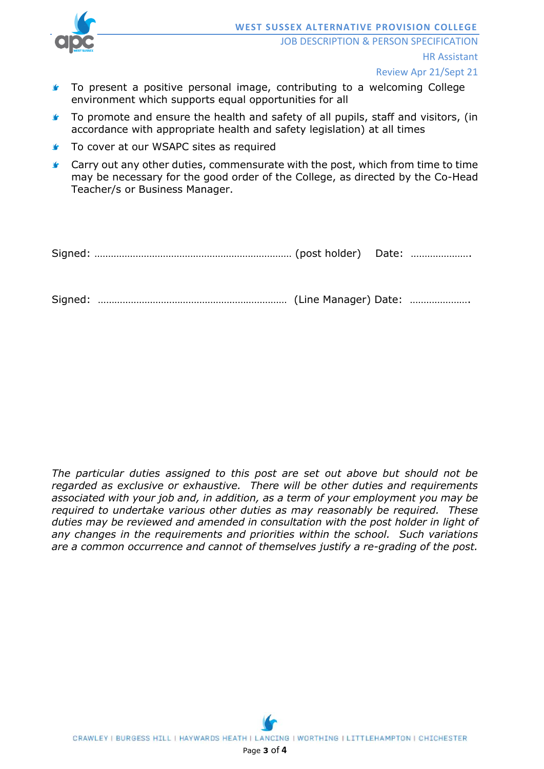- To present a positive personal image, contributing to a welcoming College environment which supports equal opportunities for all
- To promote and ensure the health and safety of all pupils, staff and visitors, (in accordance with appropriate health and safety legislation) at all times
- To cover at our WSAPC sites as required
- Carry out any other duties, commensurate with the post, which from time to time may be necessary for the good order of the College, as directed by the Co-Head Teacher/s or Business Manager.

Signed: ……………………………………………………………… (post holder) Date: ………………….

Signed: …………………………………………………………… (Line Manager) Date: ………………….

*The particular duties assigned to this post are set out above but should not be regarded as exclusive or exhaustive. There will be other duties and requirements associated with your job and, in addition, as a term of your employment you may be required to undertake various other duties as may reasonably be required. These duties may be reviewed and amended in consultation with the post holder in light of any changes in the requirements and priorities within the school. Such variations are a common occurrence and cannot of themselves justify a re-grading of the post.*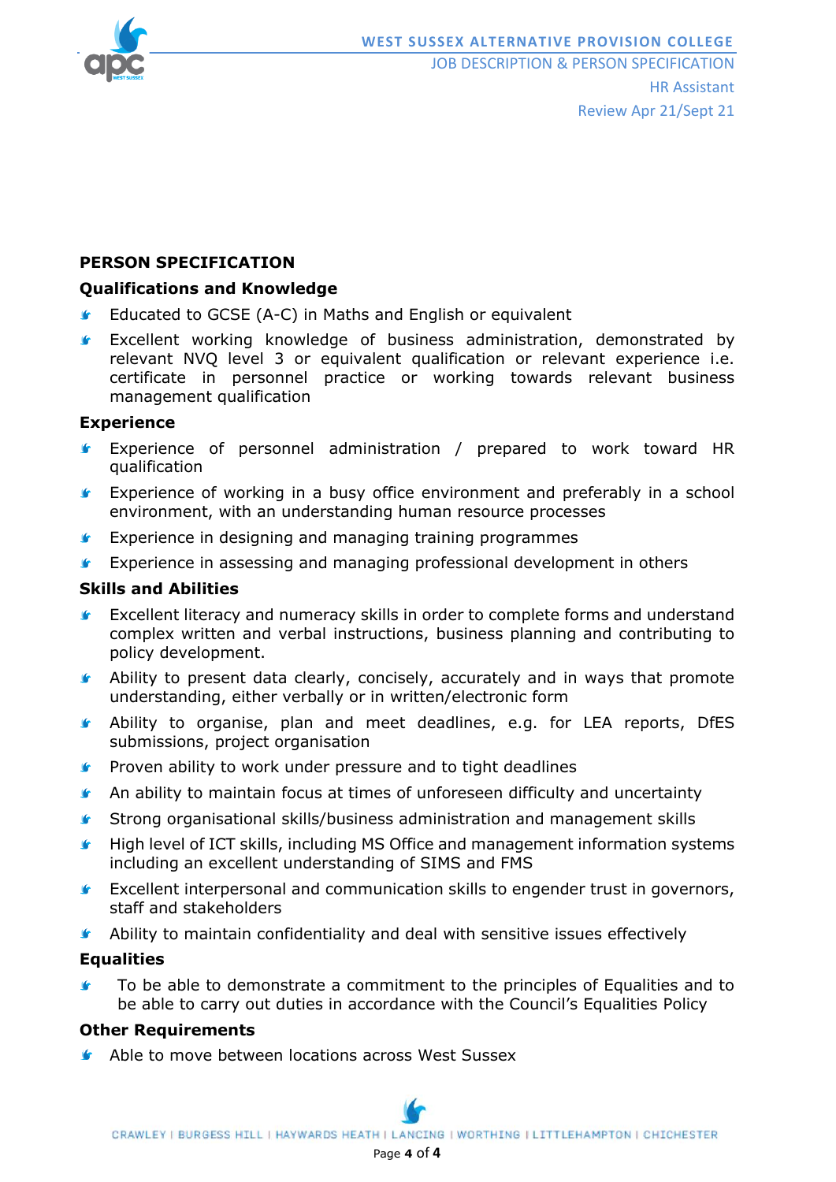## PERSON SPECIFICATION

### Qualifications and Knowledge

- Educated to GCSE (A-C) in Maths and English or equivalent
- Excellent working knowledge of business administration, demonstrated by relevant NVQ level 3 or equivalent qualification or relevant experience i.e. certificate in personnel practice or working towards relevant business management qualification

### Experience

- Experience of personnel administration / prepared to work toward HR qualification
- Experience of working in a busy office environment and preferably in a school environment, with an understanding human resource processes
- Experience in designing and managing training programmes
- Experience in assessing and managing professional development in others

### Skills and Abilities

- Excellent literacy and numeracy skills in order to complete forms and understand complex written and verbal instructions, business planning and contributing to policy development.
- Ability to present data clearly, concisely, accurately and in ways that promote understanding, either verbally or in written/electronic form
- Ability to organise, plan and meet deadlines, e.g. for LEA reports, DfES submissions, project organisation
- Proven ability to work under pressure and to tight deadlines
- An ability to maintain focus at times of unforeseen difficulty and uncertainty
- Strong organisational skills/business administration and management skills
- High level of ICT skills, including MS Office and management information systems including an excellent understanding of SIMS and FMS
- Excellent interpersonal and communication skills to engender trust in governors, staff and stakeholders
- Ability to maintain confidentiality and deal with sensitive issues effectively

### Equalities

- To be able to demonstrate a commitment to the principles of Equalities and to be able to carry out duties in accordance with the Council's Equalities Policy

### Other Requirements

- Able to move between locations across West Sussex